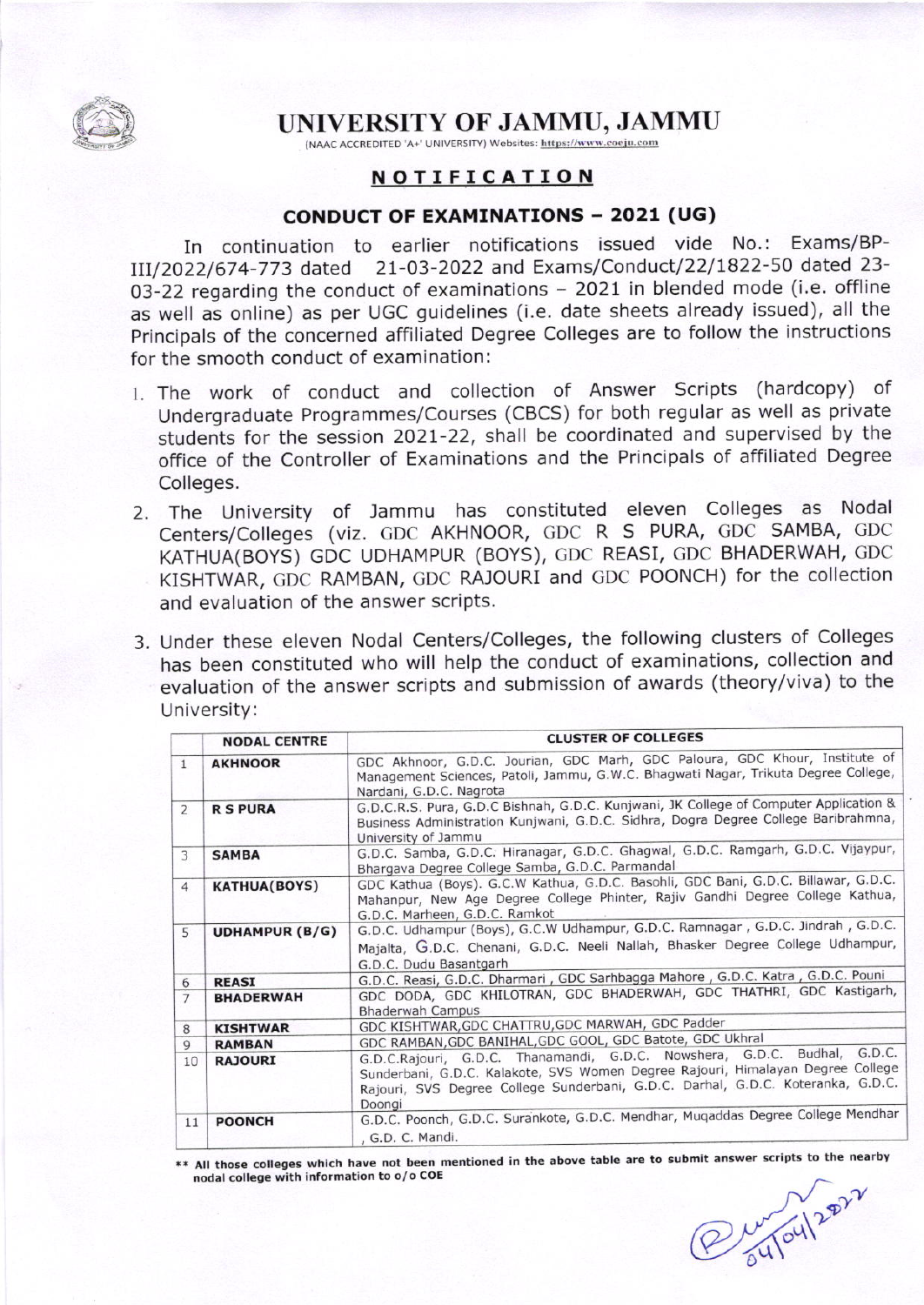# UNIVERSITY OF JAMMU, JAMMU

(NAAC ACCREDITED 'A+' UNIVERSITY) Websites: https://www.coeju.com

## NOTIFICATION

### CONDUCT OF EXAMINATIONS – 2021 (UG)

In continuation to earlier notifications issued vide No.: Exams/BP-III/2022/674-773 dated 21-03-2022 and Exams/Conduct/22/1822-50 dated 23-03-22 regarding the conduct of examinations – 2021 in blended mode (i.e. offline as well as online) as per UGC guidelines (i.e. date sheets already issued), all the Principals of the concerned affiliated Degree Colleges are to follow the instructions for the smooth conduct of examination:

1. The work of conduct and collection of Answer Scripts (hardcopy) of Undergraduate Programmes/Courses (CBCS) for both regular as well as private students for the session 2021-22, shall be coordinated and supervised by the office of the Controller of Examinations and the Principals of affiliated Degree Colleges.
2. The University of Jammu has constituted eleven Colleges as Nodal Centers/Colleges (viz. GDC AKHNOOR, GDC R S PURA, GDC SAMBA, GDC KATHUA(BOYS) GDC UDHAMPUR (BOYS), GDC REASI, GDC BHADERWAH, GDC KISHTWAR, GDC RAMBAN, GDC RAJOURI and GDC POONCH) for the collection and evaluation of the answer scripts.
3. Under these eleven Nodal Centers/Colleges, the following clusters of Colleges has been constituted who will help the conduct of examinations, collection and evaluation of the answer scripts and submission of awards (theory/viva) to the University:

| | NODAL CENTRE | CLUSTER OF COLLEGES |
|---|---|---|
| 1 | **AKHNOOR** | GDC Akhnoor, G.D.C. Jourian, GDC Marh, GDC Paloura, GDC Khour, Institute of Management Sciences, Patoli, Jammu, G.W.C. Bhagwati Nagar, Trikuta Degree College, Nardani, G.D.C. Nagrota |
| 2 | **R S PURA** | G.D.C.R.S. Pura, G.D.C Bishnah, G.D.C. Kunjwani, JK College of Computer Application & Business Administration Kunjwani, G.D.C. Sidhra, Dogra Degree College Baribrahmna, University of Jammu |
| 3 | **SAMBA** | G.D.C. Samba, G.D.C. Hiranagar, G.D.C. Ghagwal, G.D.C. Ramgarh, G.D.C. Vijaypur, Bhargava Degree College Samba, G.D.C. Parmandal |
| 4 | **KATHUA(BOYS)** | GDC Kathua (Boys). G.C.W Kathua, G.D.C. Basohli, GDC Bani, G.D.C. Billawar, G.D.C. Mahanpur, New Age Degree College Phinter, Rajiv Gandhi Degree College Kathua, G.D.C. Marheen, G.D.C. Ramkot |
| 5 | **UDHAMPUR (B/G)** | G.D.C. Udhampur (Boys), G.C.W Udhampur, G.D.C. Ramnagar , G.D.C. Jindrah , G.D.C. Majalta, G.D.C. Chenani, G.D.C. Neeli Nallah, Bhasker Degree College Udhampur, G.D.C. Dudu Basantgarh |
| 6 | **REASI** | G.D.C. Reasi, G.D.C. Dharmari , GDC Sarhbagga Mahore , G.D.C. Katra , G.D.C. Pouni |
| 7 | **BHADERWAH** | GDC DODA, GDC KHILOTRAN, GDC BHADERWAH, GDC THATHRI, GDC Kastigarh, Bhaderwah Campus |
| 8 | **KISHTWAR** | GDC KISHTWAR,GDC CHATTRU,GDC MARWAH, GDC Padder |
| 9 | **RAMBAN** | GDC RAMBAN,GDC BANIHAL,GDC GOOL, GDC Batote, GDC Ukhral |
| 10 | **RAJOURI** | G.D.C.Rajouri, G.D.C. Thanamandi, G.D.C. Nowshera, G.D.C. Budhal, G.D.C. Sunderbani, G.D.C. Kalakote, SVS Women Degree Rajouri, Himalayan Degree College Rajouri, SVS Degree College Sunderbani, G.D.C. Darhal, G.D.C. Koteranka, G.D.C. Doongi |
| 11 | **POONCH** | G.D.C. Poonch, G.D.C. Surankote, G.D.C. Mendhar, Muqaddas Degree College Mendhar , G.D. C. Mandi. |

**\*\* All those colleges which have not been mentioned in the above table are to submit answer scripts to the nearby nodal college with information to o/o COE**

04/04/2022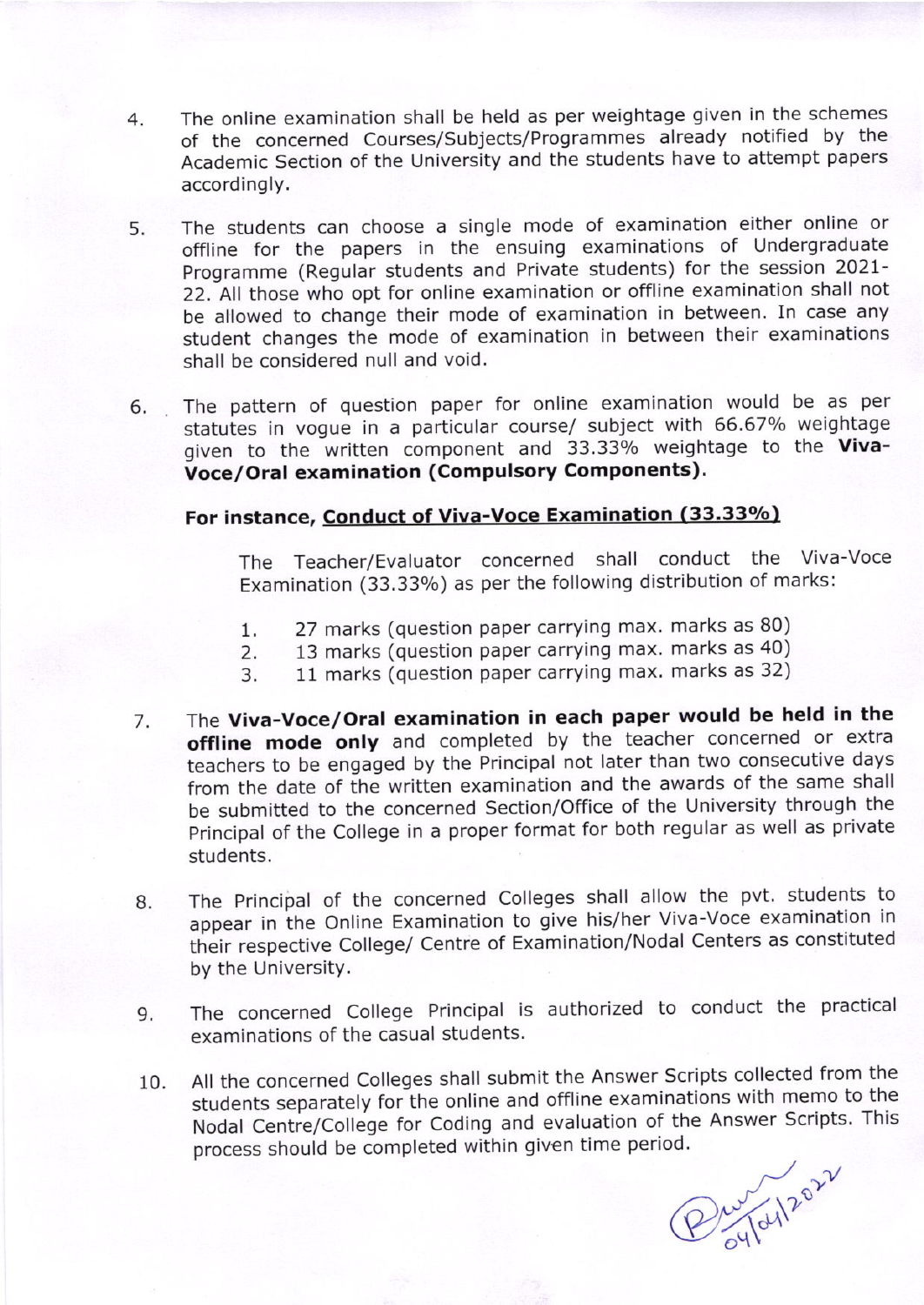4. The online examination shall be held as per weightage given in the schemes of the concerned Courses/Subjects/Programmes already notified by the Academic Section of the University and the students have to attempt papers accordingly.

5. The students can choose a single mode of examination either online or offline for the papers in the ensuing examinations of Undergraduate Programme (Regular students and Private students) for the session 2021-22. All those who opt for online examination or offline examination shall not be allowed to change their mode of examination in between. In case any student changes the mode of examination in between their examinations shall be considered null and void.

6. The pattern of question paper for online examination would be as per statutes in vogue in a particular course/ subject with 66.67% weightage given to the written component and 33.33% weightage to the **Viva-Voce/Oral examination (Compulsory Components).**

   **For instance, <u>Conduct of Viva-Voce Examination (33.33%)</u>**

   The Teacher/Evaluator concerned shall conduct the Viva-Voce Examination (33.33%) as per the following distribution of marks:

   1. 27 marks (question paper carrying max. marks as 80)
   2. 13 marks (question paper carrying max. marks as 40)
   3. 11 marks (question paper carrying max. marks as 32)

7. The **Viva-Voce/Oral examination in each paper would be held in the offline mode only** and completed by the teacher concerned or extra teachers to be engaged by the Principal not later than two consecutive days from the date of the written examination and the awards of the same shall be submitted to the concerned Section/Office of the University through the Principal of the College in a proper format for both regular as well as private students.

8. The Principal of the concerned Colleges shall allow the pvt. students to appear in the Online Examination to give his/her Viva-Voce examination in their respective College/ Centre of Examination/Nodal Centers as constituted by the University.

9. The concerned College Principal is authorized to conduct the practical examinations of the casual students.

10. All the concerned Colleges shall submit the Answer Scripts collected from the students separately for the online and offline examinations with memo to the Nodal Centre/College for Coding and evaluation of the Answer Scripts. This process should be completed within given time period.

04/04/2022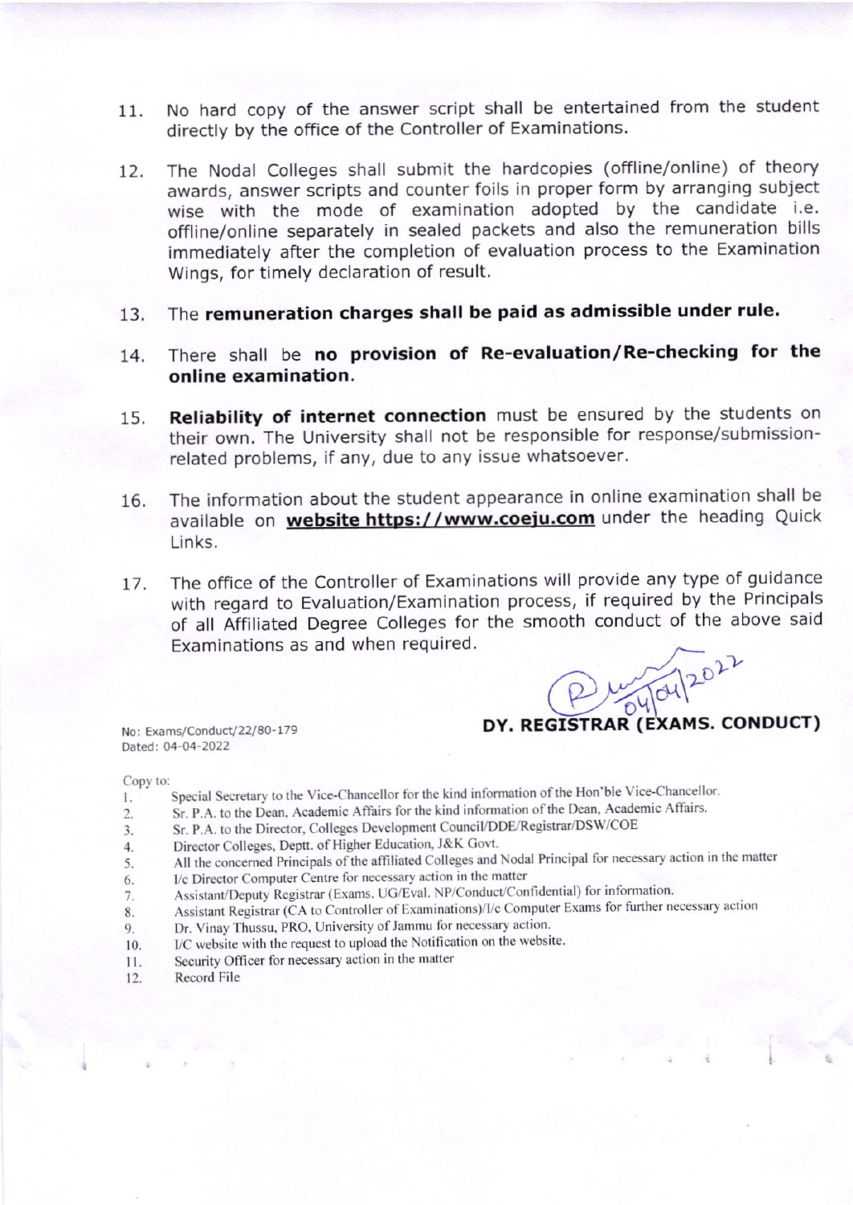11. No hard copy of the answer script shall be entertained from the student directly by the office of the Controller of Examinations.

12. The Nodal Colleges shall submit the hardcopies (offline/online) of theory awards, answer scripts and counter foils in proper form by arranging subject wise with the mode of examination adopted by the candidate i.e. offline/online separately in sealed packets and also the remuneration bills immediately after the completion of evaluation process to the Examination Wings, for timely declaration of result.

13. The **remuneration charges shall be paid as admissible under rule.**

14. There shall be **no provision of Re-evaluation/Re-checking for the online examination.**

15. **Reliability of internet connection** must be ensured by the students on their own. The University shall not be responsible for response/submission-related problems, if any, due to any issue whatsoever.

16. The information about the student appearance in online examination shall be available on **website https://www.coeju.com** under the heading Quick Links.

17. The office of the Controller of Examinations will provide any type of guidance with regard to Evaluation/Examination process, if required by the Principals of all Affiliated Degree Colleges for the smooth conduct of the above said Examinations as and when required.

04/04/2022

**DY. REGISTRAR (EXAMS. CONDUCT)**

No: Exams/Conduct/22/80-179
Dated: 04-04-2022

Copy to:

1. Special Secretary to the Vice-Chancellor for the kind information of the Hon'ble Vice-Chancellor.
2. Sr. P.A. to the Dean, Academic Affairs for the kind information of the Dean, Academic Affairs.
3. Sr. P.A. to the Director, Colleges Development Council/DDE/Registrar/DSW/COE
4. Director Colleges, Deptt. of Higher Education, J&K Govt.
5. All the concerned Principals of the affiliated Colleges and Nodal Principal for necessary action in the matter
6. I/c Director Computer Centre for necessary action in the matter
7. Assistant/Deputy Registrar (Exams. UG/Eval. NP/Conduct/Confidential) for information.
8. Assistant Registrar (CA to Controller of Examinations)/I/c Computer Exams for further necessary action
9. Dr. Vinay Thussu, PRO, University of Jammu for necessary action.
10. I/C website with the request to upload the Notification on the website.
11. Security Officer for necessary action in the matter
12. Record File